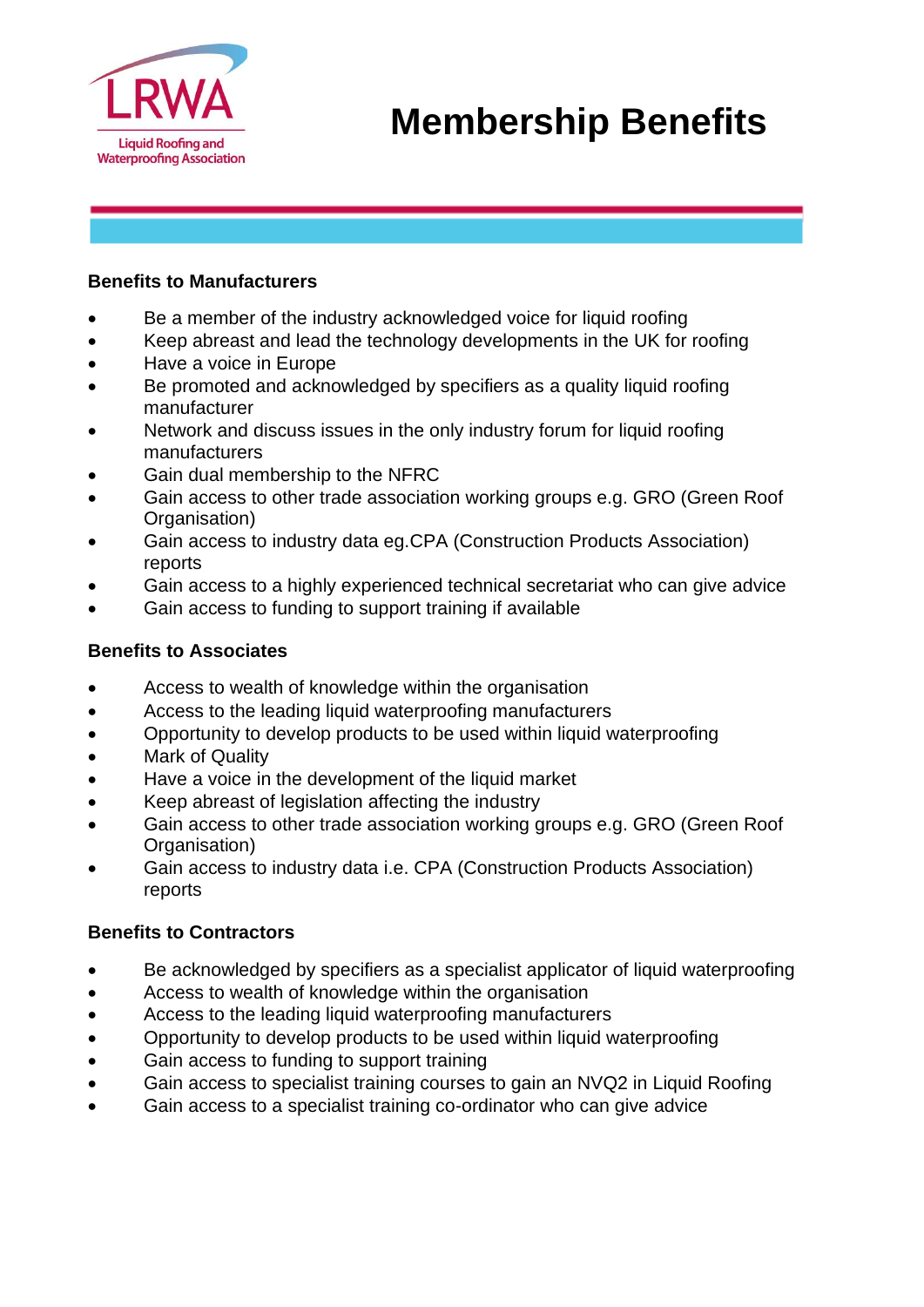LRWA
Liquid Roofing and Waterproofing Association

# Membership Benefits

## Benefits to Manufacturers

- Be a member of the industry acknowledged voice for liquid roofing
- Keep abreast and lead the technology developments in the UK for roofing
- Have a voice in Europe
- Be promoted and acknowledged by specifiers as a quality liquid roofing manufacturer
- Network and discuss issues in the only industry forum for liquid roofing manufacturers
- Gain dual membership to the NFRC
- Gain access to other trade association working groups e.g. GRO (Green Roof Organisation)
- Gain access to industry data eg.CPA (Construction Products Association) reports
- Gain access to a highly experienced technical secretariat who can give advice
- Gain access to funding to support training if available

## Benefits to Associates

- Access to wealth of knowledge within the organisation
- Access to the leading liquid waterproofing manufacturers
- Opportunity to develop products to be used within liquid waterproofing
- Mark of Quality
- Have a voice in the development of the liquid market
- Keep abreast of legislation affecting the industry
- Gain access to other trade association working groups e.g. GRO (Green Roof Organisation)
- Gain access to industry data i.e. CPA (Construction Products Association) reports

## Benefits to Contractors

- Be acknowledged by specifiers as a specialist applicator of liquid waterproofing
- Access to wealth of knowledge within the organisation
- Access to the leading liquid waterproofing manufacturers
- Opportunity to develop products to be used within liquid waterproofing
- Gain access to funding to support training
- Gain access to specialist training courses to gain an NVQ2 in Liquid Roofing
- Gain access to a specialist training co-ordinator who can give advice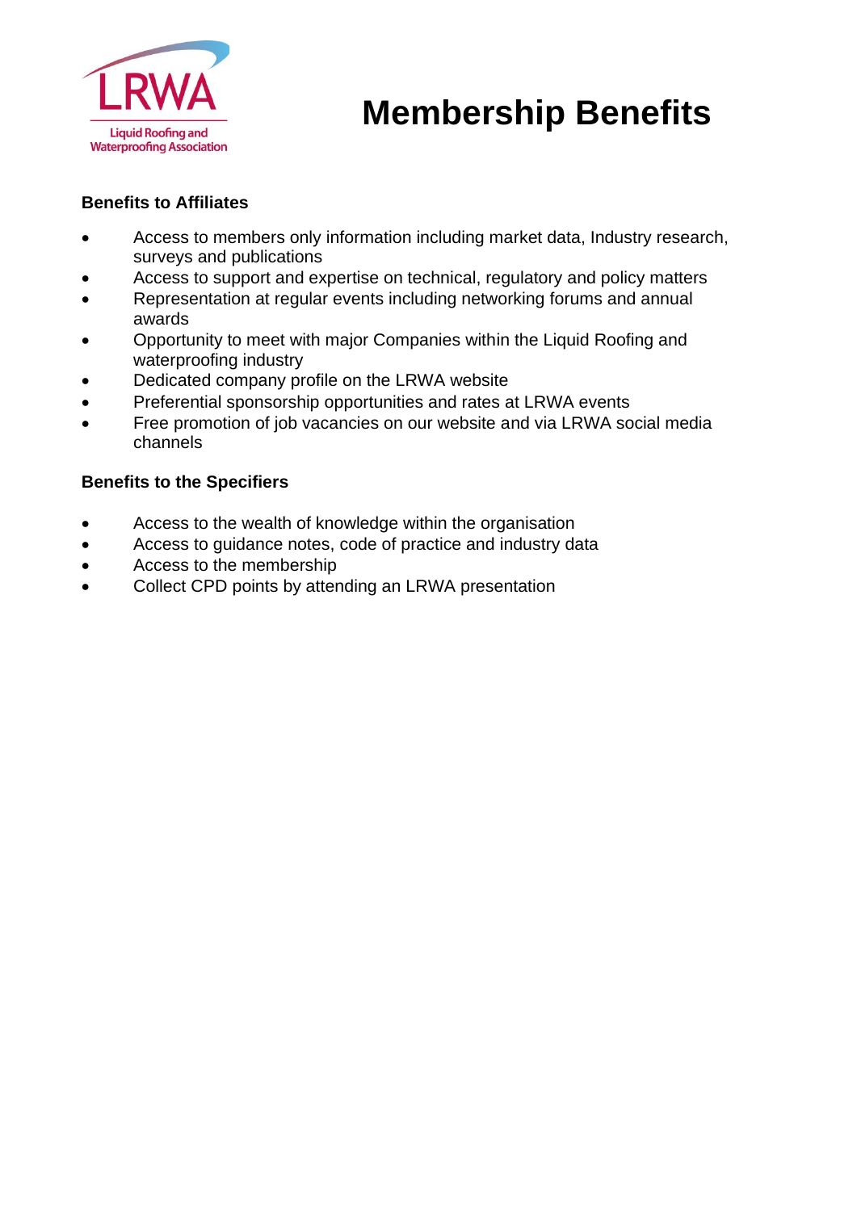LRWA

Liquid Roofing and Waterproofing Association

# Membership Benefits

**Benefits to Affiliates**

- Access to members only information including market data, Industry research, surveys and publications
- Access to support and expertise on technical, regulatory and policy matters
- Representation at regular events including networking forums and annual awards
- Opportunity to meet with major Companies within the Liquid Roofing and waterproofing industry
- Dedicated company profile on the LRWA website
- Preferential sponsorship opportunities and rates at LRWA events
- Free promotion of job vacancies on our website and via LRWA social media channels

**Benefits to the Specifiers**

- Access to the wealth of knowledge within the organisation
- Access to guidance notes, code of practice and industry data
- Access to the membership
- Collect CPD points by attending an LRWA presentation